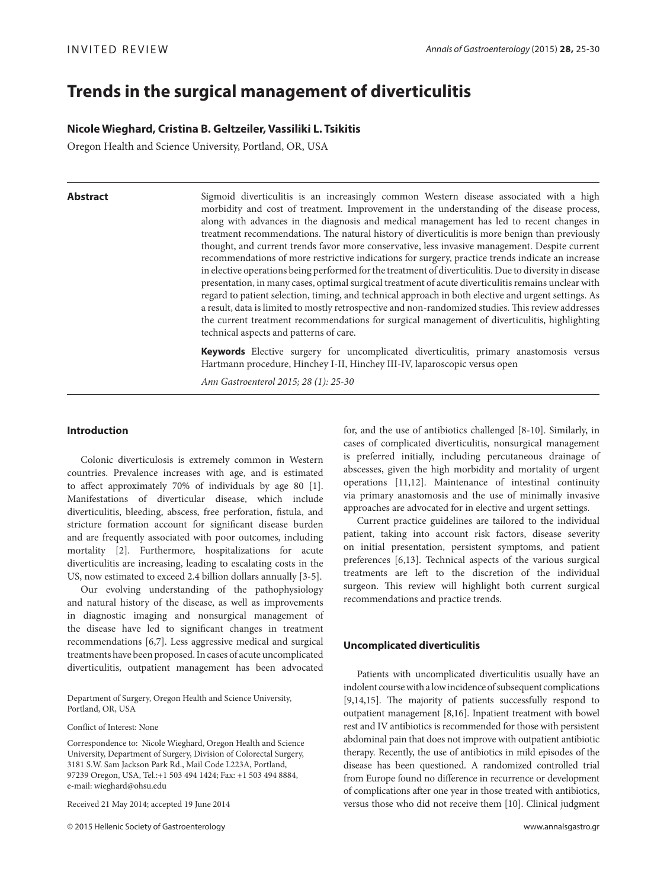INVITED REVIEW

# Trends in the surgical management of diverticulitis

**Nicole Wieghard, Cristina B. Geltzeiler, Vassiliki L. Tsikitis**

Oregon Health and Science University, Portland, OR, USA

**Abstract**

Sigmoid diverticulitis is an increasingly common Western disease associated with a high morbidity and cost of treatment. Improvement in the understanding of the disease process, along with advances in the diagnosis and medical management has led to recent changes in treatment recommendations. The natural history of diverticulitis is more benign than previously thought, and current trends favor more conservative, less invasive management. Despite current recommendations of more restrictive indications for surgery, practice trends indicate an increase in elective operations being performed for the treatment of diverticulitis. Due to diversity in disease presentation, in many cases, optimal surgical treatment of acute diverticulitis remains unclear with regard to patient selection, timing, and technical approach in both elective and urgent settings. As a result, data is limited to mostly retrospective and non-randomized studies. This review addresses the current treatment recommendations for surgical management of diverticulitis, highlighting technical aspects and patterns of care.

**Keywords** Elective surgery for uncomplicated diverticulitis, primary anastomosis versus Hartmann procedure, Hinchey I-II, Hinchey III-IV, laparoscopic versus open

*Ann Gastroenterol 2015; 28 (1): 25-30*

## Introduction

Colonic diverticulosis is extremely common in Western countries. Prevalence increases with age, and is estimated to affect approximately 70% of individuals by age 80 [1]. Manifestations of diverticular disease, which include diverticulitis, bleeding, abscess, free perforation, fistula, and stricture formation account for significant disease burden and are frequently associated with poor outcomes, including mortality [2]. Furthermore, hospitalizations for acute diverticulitis are increasing, leading to escalating costs in the US, now estimated to exceed 2.4 billion dollars annually [3-5].

Our evolving understanding of the pathophysiology and natural history of the disease, as well as improvements in diagnostic imaging and nonsurgical management of the disease have led to significant changes in treatment recommendations [6,7]. Less aggressive medical and surgical treatments have been proposed. In cases of acute uncomplicated diverticulitis, outpatient management has been advocated for, and the use of antibiotics challenged [8-10]. Similarly, in cases of complicated diverticulitis, nonsurgical management is preferred initially, including percutaneous drainage of abscesses, given the high morbidity and mortality of urgent operations [11,12]. Maintenance of intestinal continuity via primary anastomosis and the use of minimally invasive approaches are advocated for in elective and urgent settings.

Current practice guidelines are tailored to the individual patient, taking into account risk factors, disease severity on initial presentation, persistent symptoms, and patient preferences [6,13]. Technical aspects of the various surgical treatments are left to the discretion of the individual surgeon. This review will highlight both current surgical recommendations and practice trends.

## Uncomplicated diverticulitis

Patients with uncomplicated diverticulitis usually have an indolent course with a low incidence of subsequent complications [9,14,15]. The majority of patients successfully respond to outpatient management [8,16]. Inpatient treatment with bowel rest and IV antibiotics is recommended for those with persistent abdominal pain that does not improve with outpatient antibiotic therapy. Recently, the use of antibiotics in mild episodes of the disease has been questioned. A randomized controlled trial from Europe found no difference in recurrence or development of complications after one year in those treated with antibiotics, versus those who did not receive them [10]. Clinical judgment

Department of Surgery, Oregon Health and Science University, Portland, OR, USA

Conflict of Interest: None

Correspondence to: Nicole Wieghard, Oregon Health and Science University, Department of Surgery, Division of Colorectal Surgery, 3181 S.W. Sam Jackson Park Rd., Mail Code L223A, Portland, 97239 Oregon, USA, Tel.:+1 503 494 1424; Fax: +1 503 494 8884, e-mail: wieghard@ohsu.edu

Received 21 May 2014; accepted 19 June 2014

© 2015 Hellenic Society of Gastroenterology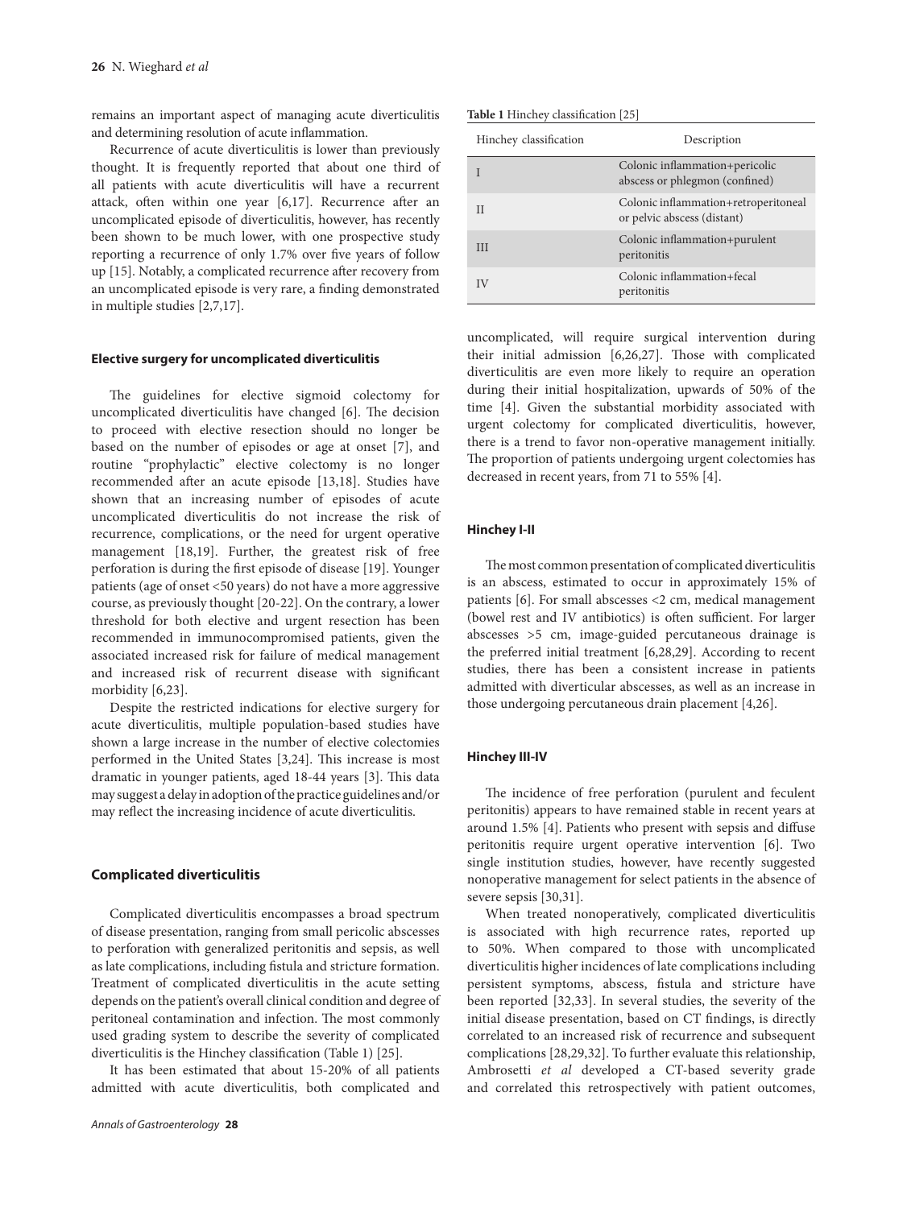remains an important aspect of managing acute diverticulitis and determining resolution of acute inflammation.

Recurrence of acute diverticulitis is lower than previously thought. It is frequently reported that about one third of all patients with acute diverticulitis will have a recurrent attack, often within one year [6,17]. Recurrence after an uncomplicated episode of diverticulitis, however, has recently been shown to be much lower, with one prospective study reporting a recurrence of only 1.7% over five years of follow up [15]. Notably, a complicated recurrence after recovery from an uncomplicated episode is very rare, a finding demonstrated in multiple studies [2,7,17].

## Elective surgery for uncomplicated diverticulitis

The guidelines for elective sigmoid colectomy for uncomplicated diverticulitis have changed [6]. The decision to proceed with elective resection should no longer be based on the number of episodes or age at onset [7], and routine "prophylactic" elective colectomy is no longer recommended after an acute episode [13,18]. Studies have shown that an increasing number of episodes of acute uncomplicated diverticulitis do not increase the risk of recurrence, complications, or the need for urgent operative management [18,19]. Further, the greatest risk of free perforation is during the first episode of disease [19]. Younger patients (age of onset <50 years) do not have a more aggressive course, as previously thought [20-22]. On the contrary, a lower threshold for both elective and urgent resection has been recommended in immunocompromised patients, given the associated increased risk for failure of medical management and increased risk of recurrent disease with significant morbidity [6,23].

Despite the restricted indications for elective surgery for acute diverticulitis, multiple population-based studies have shown a large increase in the number of elective colectomies performed in the United States [3,24]. This increase is most dramatic in younger patients, aged 18-44 years [3]. This data may suggest a delay in adoption of the practice guidelines and/or may reflect the increasing incidence of acute diverticulitis.

## Complicated diverticulitis

Complicated diverticulitis encompasses a broad spectrum of disease presentation, ranging from small pericolic abscesses to perforation with generalized peritonitis and sepsis, as well as late complications, including fistula and stricture formation. Treatment of complicated diverticulitis in the acute setting depends on the patient's overall clinical condition and degree of peritoneal contamination and infection. The most commonly used grading system to describe the severity of complicated diverticulitis is the Hinchey classification (Table 1) [25].

**Table 1** Hinchey classification [25]

| Hinchey classification | Description |
|---|---|
| I | Colonic inflammation+pericolic abscess or phlegmon (confined) |
| II | Colonic inflammation+retroperitoneal or pelvic abscess (distant) |
| III | Colonic inflammation+purulent peritonitis |
| IV | Colonic inflammation+fecal peritonitis |

It has been estimated that about 15-20% of all patients admitted with acute diverticulitis, both complicated and uncomplicated, will require surgical intervention during their initial admission [6,26,27]. Those with complicated diverticulitis are even more likely to require an operation during their initial hospitalization, upwards of 50% of the time [4]. Given the substantial morbidity associated with urgent colectomy for complicated diverticulitis, however, there is a trend to favor non-operative management initially. The proportion of patients undergoing urgent colectomies has decreased in recent years, from 71 to 55% [4].

### Hinchey I-II

The most common presentation of complicated diverticulitis is an abscess, estimated to occur in approximately 15% of patients [6]. For small abscesses <2 cm, medical management (bowel rest and IV antibiotics) is often sufficient. For larger abscesses >5 cm, image-guided percutaneous drainage is the preferred initial treatment [6,28,29]. According to recent studies, there has been a consistent increase in patients admitted with diverticular abscesses, as well as an increase in those undergoing percutaneous drain placement [4,26].

### Hinchey III-IV

The incidence of free perforation (purulent and feculent peritonitis) appears to have remained stable in recent years at around 1.5% [4]. Patients who present with sepsis and diffuse peritonitis require urgent operative intervention [6]. Two single institution studies, however, have recently suggested nonoperative management for select patients in the absence of severe sepsis [30,31].

When treated nonoperatively, complicated diverticulitis is associated with high recurrence rates, reported up to 50%. When compared to those with uncomplicated diverticulitis higher incidences of late complications including persistent symptoms, abscess, fistula and stricture have been reported [32,33]. In several studies, the severity of the initial disease presentation, based on CT findings, is directly correlated to an increased risk of recurrence and subsequent complications [28,29,32]. To further evaluate this relationship, Ambrosetti *et al* developed a CT-based severity grade and correlated this retrospectively with patient outcomes,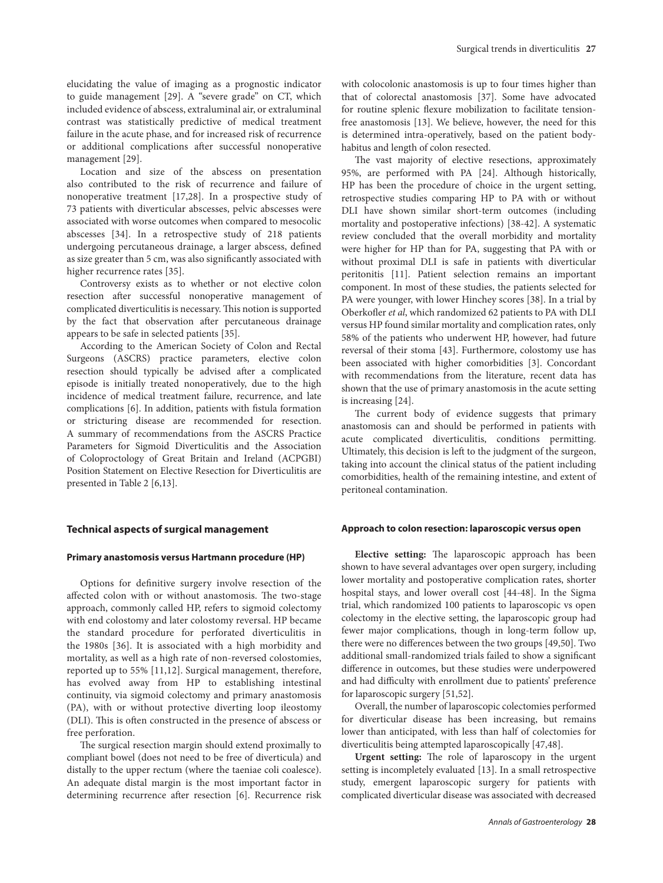elucidating the value of imaging as a prognostic indicator to guide management [29]. A "severe grade" on CT, which included evidence of abscess, extraluminal air, or extraluminal contrast was statistically predictive of medical treatment failure in the acute phase, and for increased risk of recurrence or additional complications after successful nonoperative management [29].

Location and size of the abscess on presentation also contributed to the risk of recurrence and failure of nonoperative treatment [17,28]. In a prospective study of 73 patients with diverticular abscesses, pelvic abscesses were associated with worse outcomes when compared to mesocolic abscesses [34]. In a retrospective study of 218 patients undergoing percutaneous drainage, a larger abscess, defined as size greater than 5 cm, was also significantly associated with higher recurrence rates [35].

Controversy exists as to whether or not elective colon resection after successful nonoperative management of complicated diverticulitis is necessary. This notion is supported by the fact that observation after percutaneous drainage appears to be safe in selected patients [35].

According to the American Society of Colon and Rectal Surgeons (ASCRS) practice parameters, elective colon resection should typically be advised after a complicated episode is initially treated nonoperatively, due to the high incidence of medical treatment failure, recurrence, and late complications [6]. In addition, patients with fistula formation or stricturing disease are recommended for resection. A summary of recommendations from the ASCRS Practice Parameters for Sigmoid Diverticulitis and the Association of Coloproctology of Great Britain and Ireland (ACPGBI) Position Statement on Elective Resection for Diverticulitis are presented in Table 2 [6,13].

## Technical aspects of surgical management

### Primary anastomosis versus Hartmann procedure (HP)

Options for definitive surgery involve resection of the affected colon with or without anastomosis. The two-stage approach, commonly called HP, refers to sigmoid colectomy with end colostomy and later colostomy reversal. HP became the standard procedure for perforated diverticulitis in the 1980s [36]. It is associated with a high morbidity and mortality, as well as a high rate of non-reversed colostomies, reported up to 55% [11,12]. Surgical management, therefore, has evolved away from HP to establishing intestinal continuity, via sigmoid colectomy and primary anastomosis (PA), with or without protective diverting loop ileostomy (DLI). This is often constructed in the presence of abscess or free perforation.

The surgical resection margin should extend proximally to compliant bowel (does not need to be free of diverticula) and distally to the upper rectum (where the taeniae coli coalesce). An adequate distal margin is the most important factor in determining recurrence after resection [6]. Recurrence risk with colocolonic anastomosis is up to four times higher than that of colorectal anastomosis [37]. Some have advocated for routine splenic flexure mobilization to facilitate tension-free anastomosis [13]. We believe, however, the need for this is determined intra-operatively, based on the patient body-habitus and length of colon resected.

The vast majority of elective resections, approximately 95%, are performed with PA [24]. Although historically, HP has been the procedure of choice in the urgent setting, retrospective studies comparing HP to PA with or without DLI have shown similar short-term outcomes (including mortality and postoperative infections) [38-42]. A systematic review concluded that the overall morbidity and mortality were higher for HP than for PA, suggesting that PA with or without proximal DLI is safe in patients with diverticular peritonitis [11]. Patient selection remains an important component. In most of these studies, the patients selected for PA were younger, with lower Hinchey scores [38]. In a trial by Oberkofler *et al*, which randomized 62 patients to PA with DLI versus HP found similar mortality and complication rates, only 58% of the patients who underwent HP, however, had future reversal of their stoma [43]. Furthermore, colostomy use has been associated with higher comorbidities [3]. Concordant with recommendations from the literature, recent data has shown that the use of primary anastomosis in the acute setting is increasing [24].

The current body of evidence suggests that primary anastomosis can and should be performed in patients with acute complicated diverticulitis, conditions permitting. Ultimately, this decision is left to the judgment of the surgeon, taking into account the clinical status of the patient including comorbidities, health of the remaining intestine, and extent of peritoneal contamination.

### Approach to colon resection: laparoscopic versus open

**Elective setting:** The laparoscopic approach has been shown to have several advantages over open surgery, including lower mortality and postoperative complication rates, shorter hospital stays, and lower overall cost [44-48]. In the Sigma trial, which randomized 100 patients to laparoscopic vs open colectomy in the elective setting, the laparoscopic group had fewer major complications, though in long-term follow up, there were no differences between the two groups [49,50]. Two additional small-randomized trials failed to show a significant difference in outcomes, but these studies were underpowered and had difficulty with enrollment due to patients' preference for laparoscopic surgery [51,52].

Overall, the number of laparoscopic colectomies performed for diverticular disease has been increasing, but remains lower than anticipated, with less than half of colectomies for diverticulitis being attempted laparoscopically [47,48].

**Urgent setting:** The role of laparoscopy in the urgent setting is incompletely evaluated [13]. In a small retrospective study, emergent laparoscopic surgery for patients with complicated diverticular disease was associated with decreased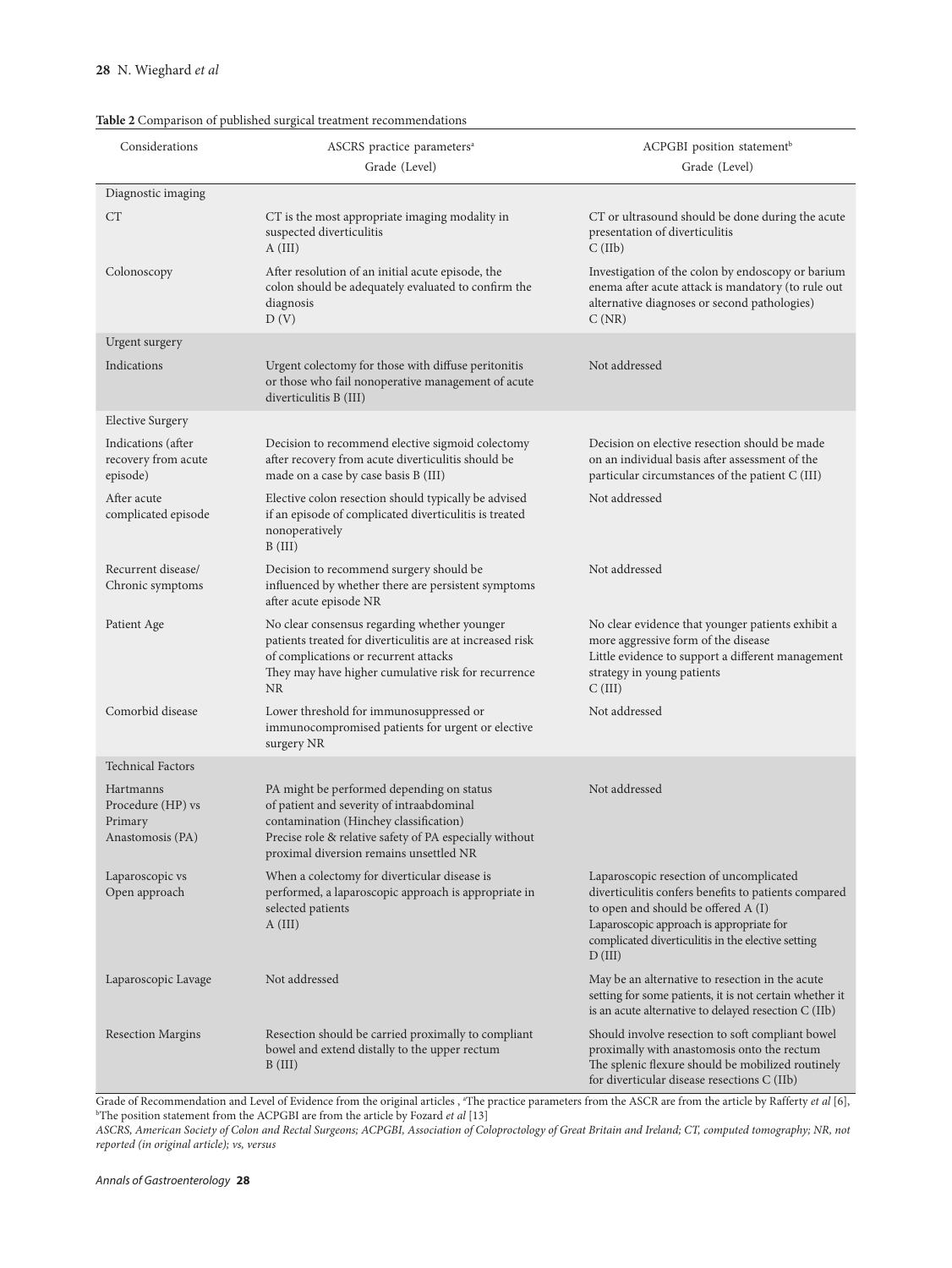**Table 2** Comparison of published surgical treatment recommendations

| Considerations | ASCRS practice parameters[a] Grade (Level) | ACPGBI position statement[b] Grade (Level) |
|---|---|---|
| **Diagnostic imaging** | | |
| CT | CT is the most appropriate imaging modality in suspected diverticulitis A (III) | CT or ultrasound should be done during the acute presentation of diverticulitis C (IIb) |
| Colonoscopy | After resolution of an initial acute episode, the colon should be adequately evaluated to confirm the diagnosis D (V) | Investigation of the colon by endoscopy or barium enema after acute attack is mandatory (to rule out alternative diagnoses or second pathologies) C (NR) |
| **Urgent surgery** | | |
| Indications | Urgent colectomy for those with diffuse peritonitis or those who fail nonoperative management of acute diverticulitis B (III) | Not addressed |
| **Elective Surgery** | | |
| Indications (after recovery from acute episode) | Decision to recommend elective sigmoid colectomy after recovery from acute diverticulitis should be made on a case by case basis B (III) | Decision on elective resection should be made on an individual basis after assessment of the particular circumstances of the patient C (III) |
| After acute complicated episode | Elective colon resection should typically be advised if an episode of complicated diverticulitis is treated nonoperatively B (III) | Not addressed |
| Recurrent disease/ Chronic symptoms | Decision to recommend surgery should be influenced by whether there are persistent symptoms after acute episode NR | Not addressed |
| Patient Age | No clear consensus regarding whether younger patients treated for diverticulitis are at increased risk of complications or recurrent attacks They may have higher cumulative risk for recurrence NR | No clear evidence that younger patients exhibit a more aggressive form of the disease Little evidence to support a different management strategy in young patients C (III) |
| Comorbid disease | Lower threshold for immunosuppressed or immunocompromised patients for urgent or elective surgery NR | Not addressed |
| **Technical Factors** | | |
| Hartmanns Procedure (HP) vs Primary Anastomosis (PA) | PA might be performed depending on status of patient and severity of intraabdominal contamination (Hinchey classification) Precise role & relative safety of PA especially without proximal diversion remains unsettled NR | Not addressed |
| Laparoscopic vs Open approach | When a colectomy for diverticular disease is performed, a laparoscopic approach is appropriate in selected patients A (III) | Laparoscopic resection of uncomplicated diverticulitis confers benefits to patients compared to open and should be offered A (I) Laparoscopic approach is appropriate for complicated diverticulitis in the elective setting D (III) |
| Laparoscopic Lavage | Not addressed | May be an alternative to resection in the acute setting for some patients, it is not certain whether it is an acute alternative to delayed resection C (IIb) |
| Resection Margins | Resection should be carried proximally to compliant bowel and extend distally to the upper rectum B (III) | Should involve resection to soft compliant bowel proximally with anastomosis onto the rectum The splenic flexure should be mobilized routinely for diverticular disease resections C (IIb) |

Grade of Recommendation and Level of Evidence from the original articles , [a]The practice parameters from the ASCR are from the article by Rafferty *et al* [6], [b]The position statement from the ACPGBI are from the article by Fozard *et al* [13]

*ASCRS, American Society of Colon and Rectal Surgeons; ACPGBI, Association of Coloproctology of Great Britain and Ireland; CT, computed tomography; NR, not reported (in original article); vs, versus*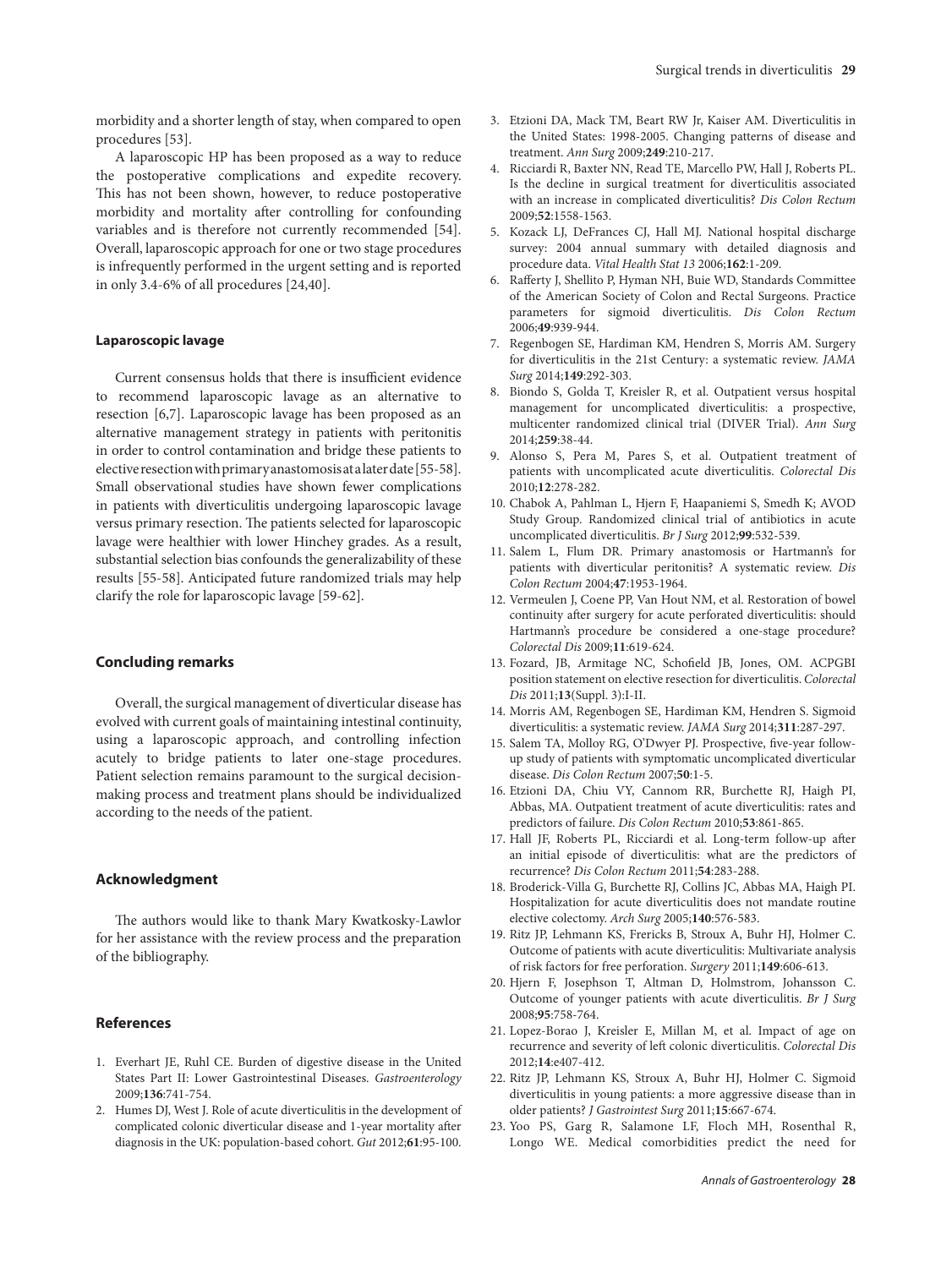morbidity and a shorter length of stay, when compared to open procedures [53].

A laparoscopic HP has been proposed as a way to reduce the postoperative complications and expedite recovery. This has not been shown, however, to reduce postoperative morbidity and mortality after controlling for confounding variables and is therefore not currently recommended [54]. Overall, laparoscopic approach for one or two stage procedures is infrequently performed in the urgent setting and is reported in only 3.4-6% of all procedures [24,40].

#### Laparoscopic lavage

Current consensus holds that there is insufficient evidence to recommend laparoscopic lavage as an alternative to resection [6,7]. Laparoscopic lavage has been proposed as an alternative management strategy in patients with peritonitis in order to control contamination and bridge these patients to elective resection with primary anastomosis at a later date [55-58]. Small observational studies have shown fewer complications in patients with diverticulitis undergoing laparoscopic lavage versus primary resection. The patients selected for laparoscopic lavage were healthier with lower Hinchey grades. As a result, substantial selection bias confounds the generalizability of these results [55-58]. Anticipated future randomized trials may help clarify the role for laparoscopic lavage [59-62].

## Concluding remarks

Overall, the surgical management of diverticular disease has evolved with current goals of maintaining intestinal continuity, using a laparoscopic approach, and controlling infection acutely to bridge patients to later one-stage procedures. Patient selection remains paramount to the surgical decision-making process and treatment plans should be individualized according to the needs of the patient.

## Acknowledgment

The authors would like to thank Mary Kwatkosky-Lawlor for her assistance with the review process and the preparation of the bibliography.

## References

1. Everhart JE, Ruhl CE. Burden of digestive disease in the United States Part II: Lower Gastrointestinal Diseases. *Gastroenterology* 2009;**136**:741-754.
2. Humes DJ, West J. Role of acute diverticulitis in the development of complicated colonic diverticular disease and 1-year mortality after diagnosis in the UK: population-based cohort. *Gut* 2012;**61**:95-100.
3. Etzioni DA, Mack TM, Beart RW Jr, Kaiser AM. Diverticulitis in the United States: 1998-2005. Changing patterns of disease and treatment. *Ann Surg* 2009;**249**:210-217.
4. Ricciardi R, Baxter NN, Read TE, Marcello PW, Hall J, Roberts PL. Is the decline in surgical treatment for diverticulitis associated with an increase in complicated diverticulitis? *Dis Colon Rectum* 2009;**52**:1558-1563.
5. Kozack LJ, DeFrances CJ, Hall MJ. National hospital discharge survey: 2004 annual summary with detailed diagnosis and procedure data. *Vital Health Stat 13* 2006;**162**:1-209.
6. Rafferty J, Shellito P, Hyman NH, Buie WD, Standards Committee of the American Society of Colon and Rectal Surgeons. Practice parameters for sigmoid diverticulitis. *Dis Colon Rectum* 2006;**49**:939-944.
7. Regenbogen SE, Hardiman KM, Hendren S, Morris AM. Surgery for diverticulitis in the 21st Century: a systematic review. *JAMA Surg* 2014;**149**:292-303.
8. Biondo S, Golda T, Kreisler R, et al. Outpatient versus hospital management for uncomplicated diverticulitis: a prospective, multicenter randomized clinical trial (DIVER Trial). *Ann Surg* 2014;**259**:38-44.
9. Alonso S, Pera M, Pares S, et al. Outpatient treatment of patients with uncomplicated acute diverticulitis. *Colorectal Dis* 2010;**12**:278-282.
10. Chabok A, Pahlman L, Hjern F, Haapaniemi S, Smedh K; AVOD Study Group. Randomized clinical trial of antibiotics in acute uncomplicated diverticulitis. *Br J Surg* 2012;**99**:532-539.
11. Salem L, Flum DR. Primary anastomosis or Hartmann's for patients with diverticular peritonitis? A systematic review. *Dis Colon Rectum* 2004;**47**:1953-1964.
12. Vermeulen J, Coene PP, Van Hout NM, et al. Restoration of bowel continuity after surgery for acute perforated diverticulitis: should Hartmann's procedure be considered a one-stage procedure? *Colorectal Dis* 2009;**11**:619-624.
13. Fozard, JB, Armitage NC, Schofield JB, Jones, OM. ACPGBI position statement on elective resection for diverticulitis. *Colorectal Dis* 2011;**13**(Suppl. 3):I-II.
14. Morris AM, Regenbogen SE, Hardiman KM, Hendren S. Sigmoid diverticulitis: a systematic review. *JAMA Surg* 2014;**311**:287-297.
15. Salem TA, Molloy RG, O'Dwyer PJ. Prospective, five-year follow-up study of patients with symptomatic uncomplicated diverticular disease. *Dis Colon Rectum* 2007;**50**:1-5.
16. Etzioni DA, Chiu VY, Cannom RR, Burchette RJ, Haigh PI, Abbas, MA. Outpatient treatment of acute diverticulitis: rates and predictors of failure. *Dis Colon Rectum* 2010;**53**:861-865.
17. Hall JF, Roberts PL, Ricciardi et al. Long-term follow-up after an initial episode of diverticulitis: what are the predictors of recurrence? *Dis Colon Rectum* 2011;**54**:283-288.
18. Broderick-Villa G, Burchette RJ, Collins JC, Abbas MA, Haigh PI. Hospitalization for acute diverticulitis does not mandate routine elective colectomy. *Arch Surg* 2005;**140**:576-583.
19. Ritz JP, Lehmann KS, Frericks B, Stroux A, Buhr HJ, Holmer C. Outcome of patients with acute diverticulitis: Multivariate analysis of risk factors for free perforation. *Surgery* 2011;**149**:606-613.
20. Hjern F, Josephson T, Altman D, Holmstrom, Johansson C. Outcome of younger patients with acute diverticulitis. *Br J Surg* 2008;**95**:758-764.
21. Lopez-Borao J, Kreisler E, Millan M, et al. Impact of age on recurrence and severity of left colonic diverticulitis. *Colorectal Dis* 2012;**14**:e407-412.
22. Ritz JP, Lehmann KS, Stroux A, Buhr HJ, Holmer C. Sigmoid diverticulitis in young patients: a more aggressive disease than in older patients? *J Gastrointest Surg* 2011;**15**:667-674.
23. Yoo PS, Garg R, Salamone LF, Floch MH, Rosenthal R, Longo WE. Medical comorbidities predict the need for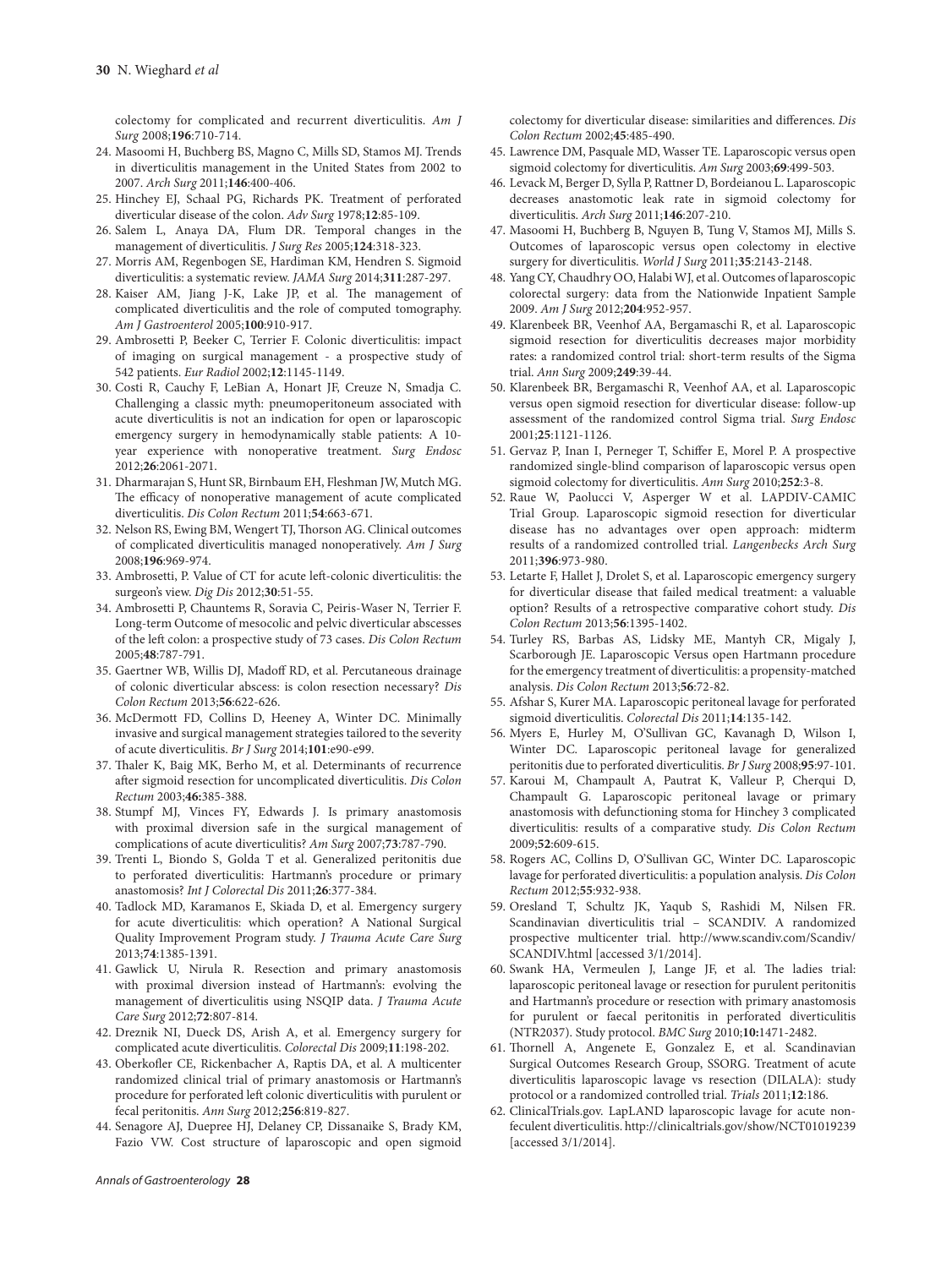colectomy for complicated and recurrent diverticulitis. *Am J Surg* 2008;**196**:710-714.

24. Masoomi H, Buchberg BS, Magno C, Mills SD, Stamos MJ. Trends in diverticulitis management in the United States from 2002 to 2007. *Arch Surg* 2011;**146**:400-406.
25. Hinchey EJ, Schaal PG, Richards PK. Treatment of perforated diverticular disease of the colon. *Adv Surg* 1978;**12**:85-109.
26. Salem L, Anaya DA, Flum DR. Temporal changes in the management of diverticulitis. *J Surg Res* 2005;**124**:318-323.
27. Morris AM, Regenbogen SE, Hardiman KM, Hendren S. Sigmoid diverticulitis: a systematic review. *JAMA Surg* 2014;**311**:287-297.
28. Kaiser AM, Jiang J-K, Lake JP, et al. The management of complicated diverticulitis and the role of computed tomography. *Am J Gastroenterol* 2005;**100**:910-917.
29. Ambrosetti P, Beeker C, Terrier F. Colonic diverticulitis: impact of imaging on surgical management - a prospective study of 542 patients. *Eur Radiol* 2002;**12**:1145-1149.
30. Costi R, Cauchy F, LeBian A, Honart JF, Creuze N, Smadja C. Challenging a classic myth: pneumoperitoneum associated with acute diverticulitis is not an indication for open or laparoscopic emergency surgery in hemodynamically stable patients: A 10-year experience with nonoperative treatment. *Surg Endosc* 2012;**26**:2061-2071.
31. Dharmarajan S, Hunt SR, Birnbaum EH, Fleshman JW, Mutch MG. The efficacy of nonoperative management of acute complicated diverticulitis. *Dis Colon Rectum* 2011;**54**:663-671.
32. Nelson RS, Ewing BM, Wengert TJ, Thorson AG. Clinical outcomes of complicated diverticulitis managed nonoperatively. *Am J Surg* 2008;**196**:969-974.
33. Ambrosetti, P. Value of CT for acute left-colonic diverticulitis: the surgeon's view. *Dig Dis* 2012;**30**:51-55.
34. Ambrosetti P, Chauntems R, Soravia C, Peiris-Waser N, Terrier F. Long-term Outcome of mesocolic and pelvic diverticular abscesses of the left colon: a prospective study of 73 cases. *Dis Colon Rectum* 2005;**48**:787-791.
35. Gaertner WB, Willis DJ, Madoff RD, et al. Percutaneous drainage of colonic diverticular abscess: is colon resection necessary? *Dis Colon Rectum* 2013;**56**:622-626.
36. McDermott FD, Collins D, Heeney A, Winter DC. Minimally invasive and surgical management strategies tailored to the severity of acute diverticulitis. *Br J Surg* 2014;**101**:e90-e99.
37. Thaler K, Baig MK, Berho M, et al. Determinants of recurrence after sigmoid resection for uncomplicated diverticulitis. *Dis Colon Rectum* 2003;**46:**385-388.
38. Stumpf MJ, Vinces FY, Edwards J. Is primary anastomosis with proximal diversion safe in the surgical management of complications of acute diverticulitis? *Am Surg* 2007;**73**:787-790.
39. Trenti L, Biondo S, Golda T et al. Generalized peritonitis due to perforated diverticulitis: Hartmann's procedure or primary anastomosis? *Int J Colorectal Dis* 2011;**26**:377-384.
40. Tadlock MD, Karamanos E, Skiada D, et al. Emergency surgery for acute diverticulitis: which operation? A National Surgical Quality Improvement Program study. *J Trauma Acute Care Surg* 2013;**74**:1385-1391.
41. Gawlick U, Nirula R. Resection and primary anastomosis with proximal diversion instead of Hartmann's: evolving the management of diverticulitis using NSQIP data. *J Trauma Acute Care Surg* 2012;**72**:807-814.
42. Dreznik NI, Dueck DS, Arish A, et al. Emergency surgery for complicated acute diverticulitis. *Colorectal Dis* 2009;**11**:198-202.
43. Oberkofler CE, Rickenbacher A, Raptis DA, et al. A multicenter randomized clinical trial of primary anastomosis or Hartmann's procedure for perforated left colonic diverticulitis with purulent or fecal peritonitis. *Ann Surg* 2012;**256**:819-827.
44. Senagore AJ, Duepree HJ, Delaney CP, Dissanaike S, Brady KM, Fazio VW. Cost structure of laparoscopic and open sigmoid colectomy for diverticular disease: similarities and differences. *Dis Colon Rectum* 2002;**45**:485-490.
45. Lawrence DM, Pasquale MD, Wasser TE. Laparoscopic versus open sigmoid colectomy for diverticulitis. *Am Surg* 2003;**69**:499-503.
46. Levack M, Berger D, Sylla P, Rattner D, Bordeianou L. Laparoscopic decreases anastomotic leak rate in sigmoid colectomy for diverticulitis. *Arch Surg* 2011;**146**:207-210.
47. Masoomi H, Buchberg B, Nguyen B, Tung V, Stamos MJ, Mills S. Outcomes of laparoscopic versus open colectomy in elective surgery for diverticulitis. *World J Surg* 2011;**35**:2143-2148.
48. Yang CY, Chaudhry OO, Halabi WJ, et al. Outcomes of laparoscopic colorectal surgery: data from the Nationwide Inpatient Sample 2009. *Am J Surg* 2012;**204**:952-957.
49. Klarenbeek BR, Veenhof AA, Bergamaschi R, et al. Laparoscopic sigmoid resection for diverticulitis decreases major morbidity rates: a randomized control trial: short-term results of the Sigma trial. *Ann Surg* 2009;**249**:39-44.
50. Klarenbeek BR, Bergamaschi R, Veenhof AA, et al. Laparoscopic versus open sigmoid resection for diverticular disease: follow-up assessment of the randomized control Sigma trial. *Surg Endosc* 2001;**25**:1121-1126.
51. Gervaz P, Inan I, Perneger T, Schiffer E, Morel P. A prospective randomized single-blind comparison of laparoscopic versus open sigmoid colectomy for diverticulitis. *Ann Surg* 2010;**252**:3-8.
52. Raue W, Paolucci V, Asperger W et al. LAPDIV-CAMIC Trial Group. Laparoscopic sigmoid resection for diverticular disease has no advantages over open approach: midterm results of a randomized controlled trial. *Langenbecks Arch Surg* 2011;**396**:973-980.
53. Letarte F, Hallet J, Drolet S, et al. Laparoscopic emergency surgery for diverticular disease that failed medical treatment: a valuable option? Results of a retrospective comparative cohort study. *Dis Colon Rectum* 2013;**56**:1395-1402.
54. Turley RS, Barbas AS, Lidsky ME, Mantyh CR, Migaly J, Scarborough JE. Laparoscopic Versus open Hartmann procedure for the emergency treatment of diverticulitis: a propensity-matched analysis. *Dis Colon Rectum* 2013;**56**:72-82.
55. Afshar S, Kurer MA. Laparoscopic peritoneal lavage for perforated sigmoid diverticulitis. *Colorectal Dis* 2011;**14**:135-142.
56. Myers E, Hurley M, O'Sullivan GC, Kavanagh D, Wilson I, Winter DC. Laparoscopic peritoneal lavage for generalized peritonitis due to perforated diverticulitis. *Br J Surg* 2008;**95**:97-101.
57. Karoui M, Champault A, Pautrat K, Valleur P, Cherqui D, Champault G. Laparoscopic peritoneal lavage or primary anastomosis with defunctioning stoma for Hinchey 3 complicated diverticulitis: results of a comparative study. *Dis Colon Rectum* 2009;**52**:609-615.
58. Rogers AC, Collins D, O'Sullivan GC, Winter DC. Laparoscopic lavage for perforated diverticulitis: a population analysis. *Dis Colon Rectum* 2012;**55**:932-938.
59. Oresland T, Schultz JK, Yaqub S, Rashidi M, Nilsen FR. Scandinavian diverticulitis trial – SCANDIV. A randomized prospective multicenter trial. http://www.scandiv.com/Scandiv/SCANDIV.html [accessed 3/1/2014].
60. Swank HA, Vermeulen J, Lange JF, et al. The ladies trial: laparoscopic peritoneal lavage or resection for purulent peritonitis and Hartmann's procedure or resection with primary anastomosis for purulent or faecal peritonitis in perforated diverticulitis (NTR2037). Study protocol. *BMC Surg* 2010;**10:**1471-2482.
61. Thornell A, Angenete E, Gonzalez E, et al. Scandinavian Surgical Outcomes Research Group, SSORG. Treatment of acute diverticulitis laparoscopic lavage vs resection (DILALA): study protocol or a randomized controlled trial. *Trials* 2011;**12**:186.
62. ClinicalTrials.gov. LapLAND laparoscopic lavage for acute non-fecculent diverticulitis. http://clinicaltrials.gov/show/NCT01019239 [accessed 3/1/2014].